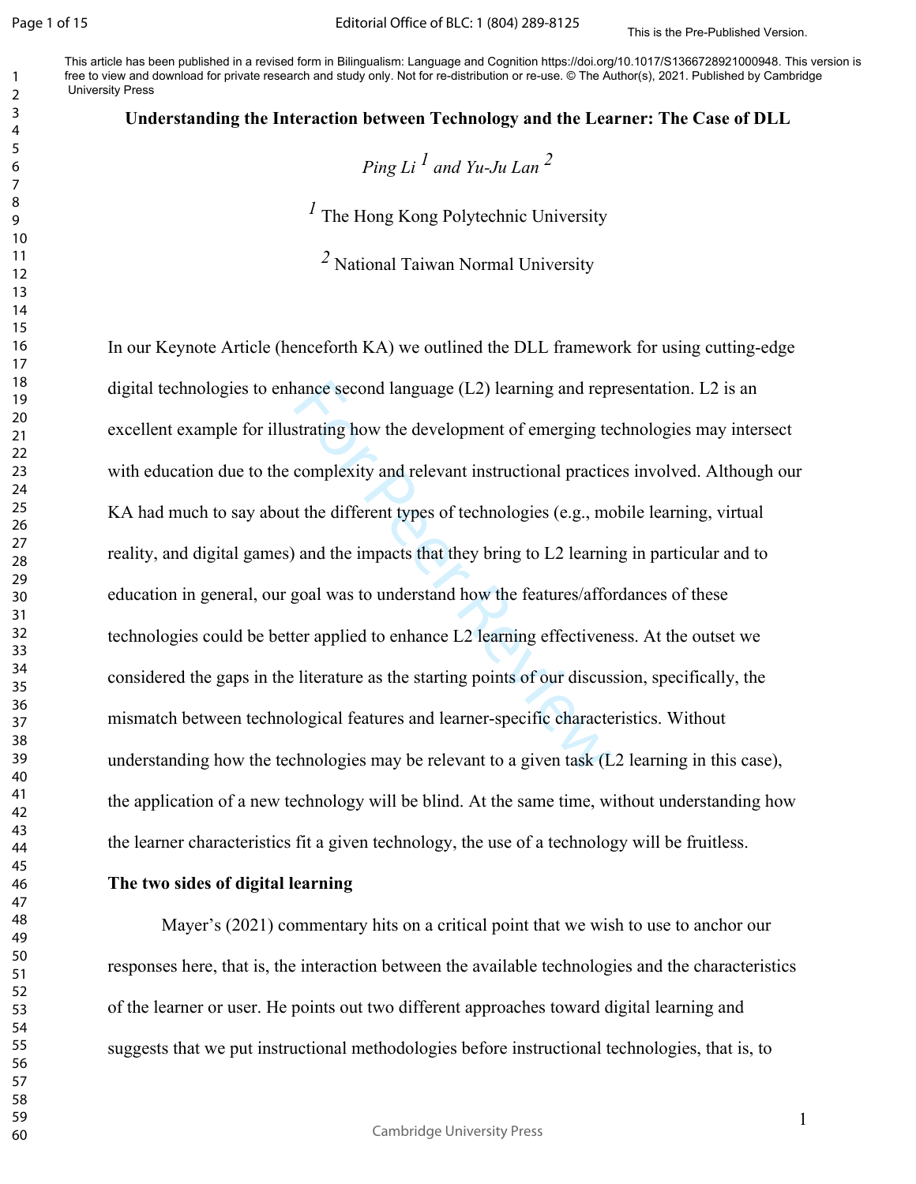This is the Pre-Published Version.

This article has been published in a revised form in Bilingualism: Language and Cognition https://doi.org/10.1017/S1366728921000948. This version is free to view and download for private research and study only. Not for re-distribution or re-use. © The Author(s), 2021. Published by Cambridge University Press

# Understanding the Interaction between Technology and the Learner: The Case of DLL

*Ping Li* [1] *and Yu-Ju Lan* [2]

[1] The Hong Kong Polytechnic University

[2] National Taiwan Normal University

In our Keynote Article (henceforth KA) we outlined the DLL framework for using cutting-edge digital technologies to enhance second language (L2) learning and representation. L2 is an excellent example for illustrating how the development of emerging technologies may intersect with education due to the complexity and relevant instructional practices involved. Although our KA had much to say about the different types of technologies (e.g., mobile learning, virtual reality, and digital games) and the impacts that they bring to L2 learning in particular and to education in general, our goal was to understand how the features/affordances of these technologies could be better applied to enhance L2 learning effectiveness. At the outset we considered the gaps in the literature as the starting points of our discussion, specifically, the mismatch between technological features and learner-specific characteristics. Without understanding how the technologies may be relevant to a given task (L2 learning in this case), the application of a new technology will be blind. At the same time, without understanding how the learner characteristics fit a given technology, the use of a technology will be fruitless.

## The two sides of digital learning

Mayer's (2021) commentary hits on a critical point that we wish to use to anchor our responses here, that is, the interaction between the available technologies and the characteristics of the learner or user. He points out two different approaches toward digital learning and suggests that we put instructional methodologies before instructional technologies, that is, to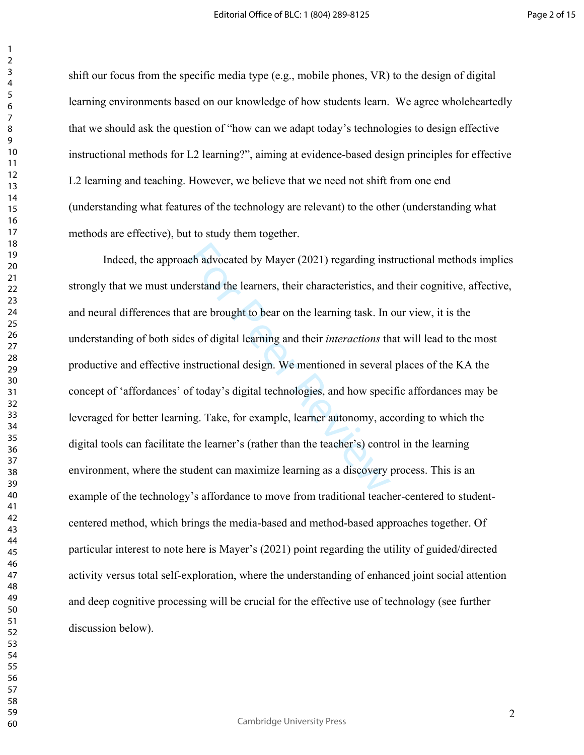shift our focus from the specific media type (e.g., mobile phones, VR) to the design of digital learning environments based on our knowledge of how students learn. We agree wholeheartedly that we should ask the question of "how can we adapt today's technologies to design effective instructional methods for L2 learning?", aiming at evidence-based design principles for effective L2 learning and teaching. However, we believe that we need not shift from one end (understanding what features of the technology are relevant) to the other (understanding what methods are effective), but to study them together.

Indeed, the approach advocated by Mayer (2021) regarding instructional methods implies strongly that we must understand the learners, their characteristics, and their cognitive, affective, and neural differences that are brought to bear on the learning task. In our view, it is the understanding of both sides of digital learning and their *interactions* that will lead to the most productive and effective instructional design. We mentioned in several places of the KA the concept of 'affordances' of today's digital technologies, and how specific affordances may be leveraged for better learning. Take, for example, learner autonomy, according to which the digital tools can facilitate the learner's (rather than the teacher's) control in the learning environment, where the student can maximize learning as a discovery process. This is an example of the technology's affordance to move from traditional teacher-centered to student-centered method, which brings the media-based and method-based approaches together. Of particular interest to note here is Mayer's (2021) point regarding the utility of guided/directed activity versus total self-exploration, where the understanding of enhanced joint social attention and deep cognitive processing will be crucial for the effective use of technology (see further discussion below).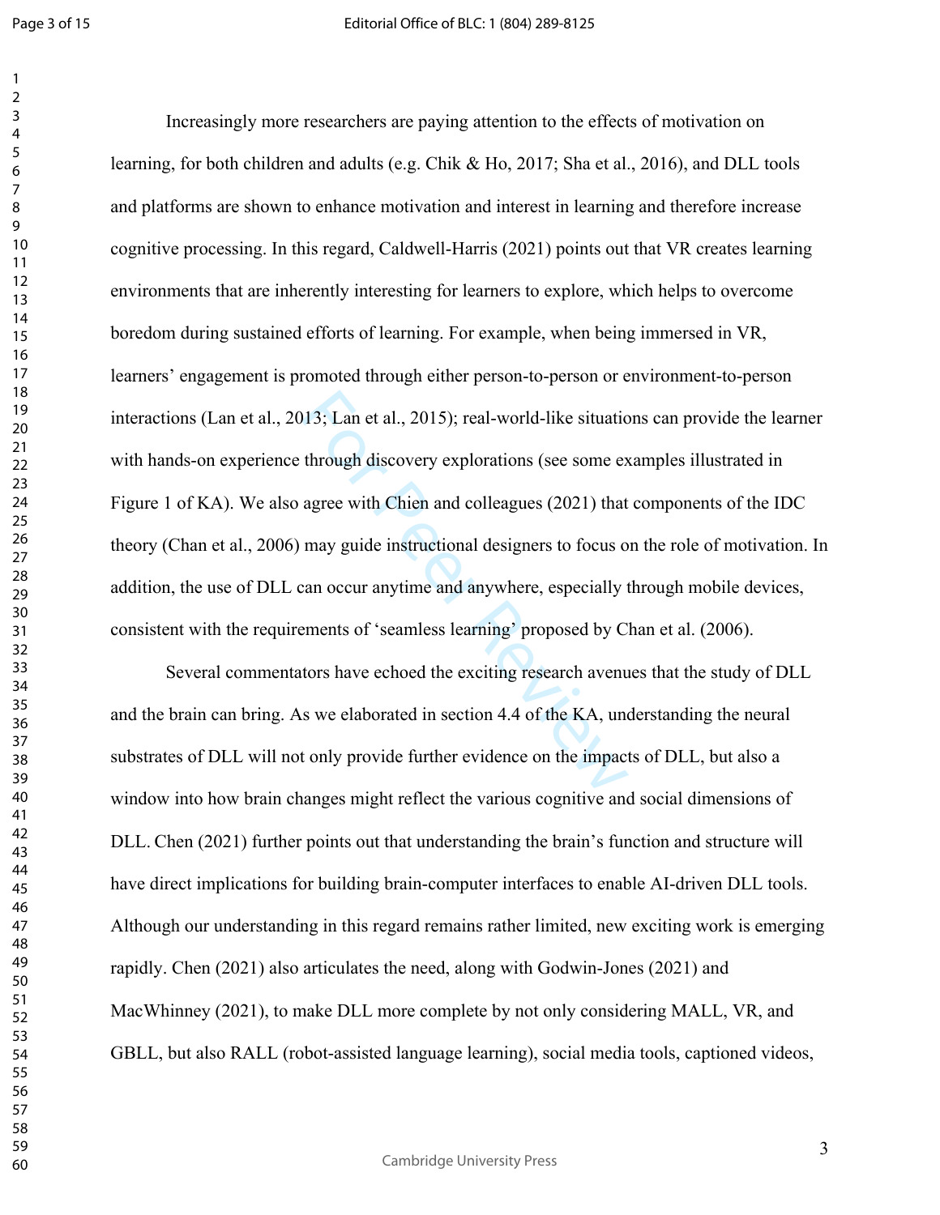Increasingly more researchers are paying attention to the effects of motivation on learning, for both children and adults (e.g. Chik & Ho, 2017; Sha et al., 2016), and DLL tools and platforms are shown to enhance motivation and interest in learning and therefore increase cognitive processing. In this regard, Caldwell-Harris (2021) points out that VR creates learning environments that are inherently interesting for learners to explore, which helps to overcome boredom during sustained efforts of learning. For example, when being immersed in VR, learners' engagement is promoted through either person-to-person or environment-to-person interactions (Lan et al., 2013; Lan et al., 2015); real-world-like situations can provide the learner with hands-on experience through discovery explorations (see some examples illustrated in Figure 1 of KA). We also agree with Chien and colleagues (2021) that components of the IDC theory (Chan et al., 2006) may guide instructional designers to focus on the role of motivation. In addition, the use of DLL can occur anytime and anywhere, especially through mobile devices, consistent with the requirements of 'seamless learning' proposed by Chan et al. (2006).

Several commentators have echoed the exciting research avenues that the study of DLL and the brain can bring. As we elaborated in section 4.4 of the KA, understanding the neural substrates of DLL will not only provide further evidence on the impacts of DLL, but also a window into how brain changes might reflect the various cognitive and social dimensions of DLL. Chen (2021) further points out that understanding the brain's function and structure will have direct implications for building brain-computer interfaces to enable AI-driven DLL tools. Although our understanding in this regard remains rather limited, new exciting work is emerging rapidly. Chen (2021) also articulates the need, along with Godwin-Jones (2021) and MacWhinney (2021), to make DLL more complete by not only considering MALL, VR, and GBLL, but also RALL (robot-assisted language learning), social media tools, captioned videos,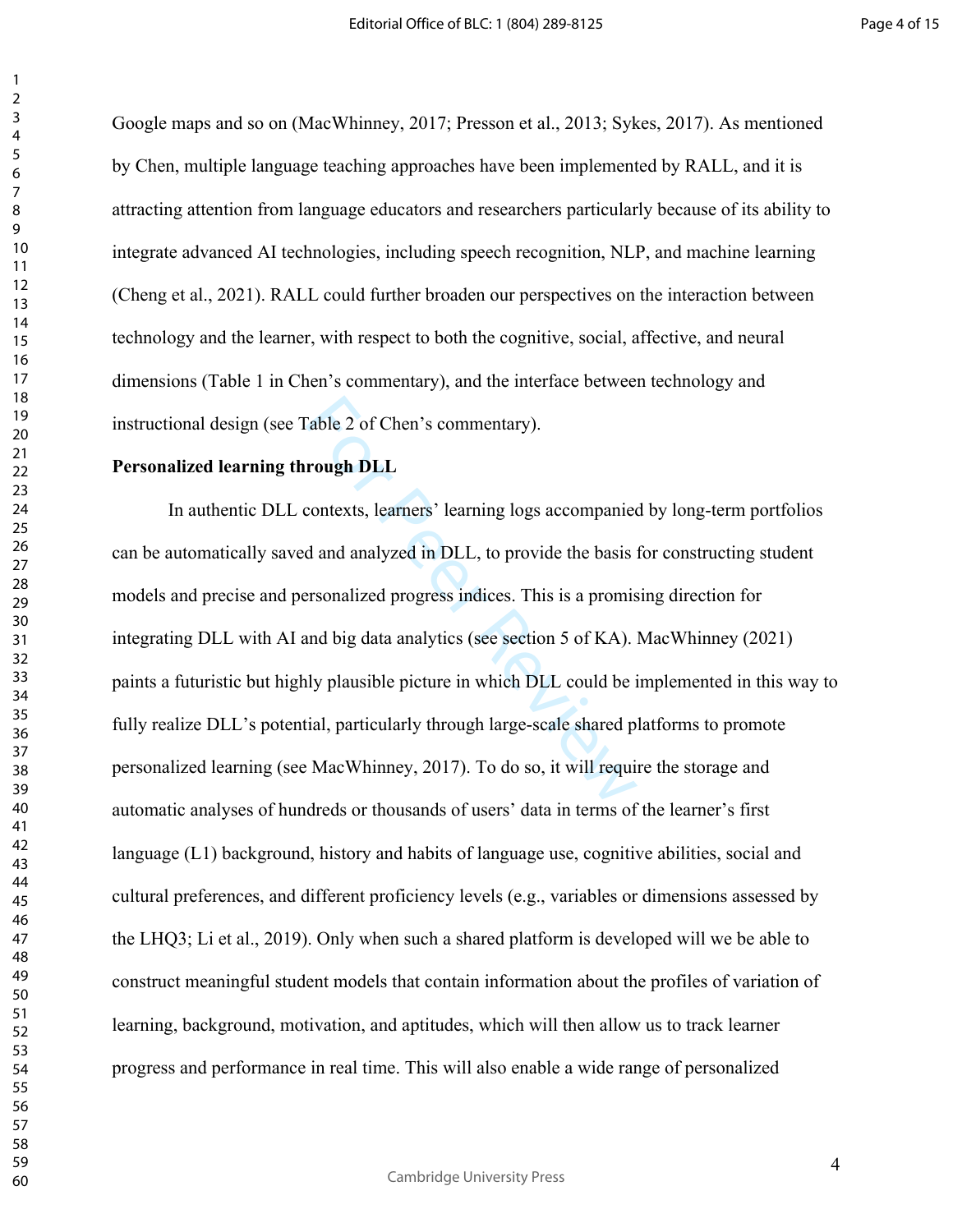Google maps and so on (MacWhinney, 2017; Presson et al., 2013; Sykes, 2017). As mentioned by Chen, multiple language teaching approaches have been implemented by RALL, and it is attracting attention from language educators and researchers particularly because of its ability to integrate advanced AI technologies, including speech recognition, NLP, and machine learning (Cheng et al., 2021). RALL could further broaden our perspectives on the interaction between technology and the learner, with respect to both the cognitive, social, affective, and neural dimensions (Table 1 in Chen's commentary), and the interface between technology and instructional design (see Table 2 of Chen's commentary).

**Personalized learning through DLL**

In authentic DLL contexts, learners' learning logs accompanied by long-term portfolios can be automatically saved and analyzed in DLL, to provide the basis for constructing student models and precise and personalized progress indices. This is a promising direction for integrating DLL with AI and big data analytics (see section 5 of KA). MacWhinney (2021) paints a futuristic but highly plausible picture in which DLL could be implemented in this way to fully realize DLL's potential, particularly through large-scale shared platforms to promote personalized learning (see MacWhinney, 2017). To do so, it will require the storage and automatic analyses of hundreds or thousands of users' data in terms of the learner's first language (L1) background, history and habits of language use, cognitive abilities, social and cultural preferences, and different proficiency levels (e.g., variables or dimensions assessed by the LHQ3; Li et al., 2019). Only when such a shared platform is developed will we be able to construct meaningful student models that contain information about the profiles of variation of learning, background, motivation, and aptitudes, which will then allow us to track learner progress and performance in real time. This will also enable a wide range of personalized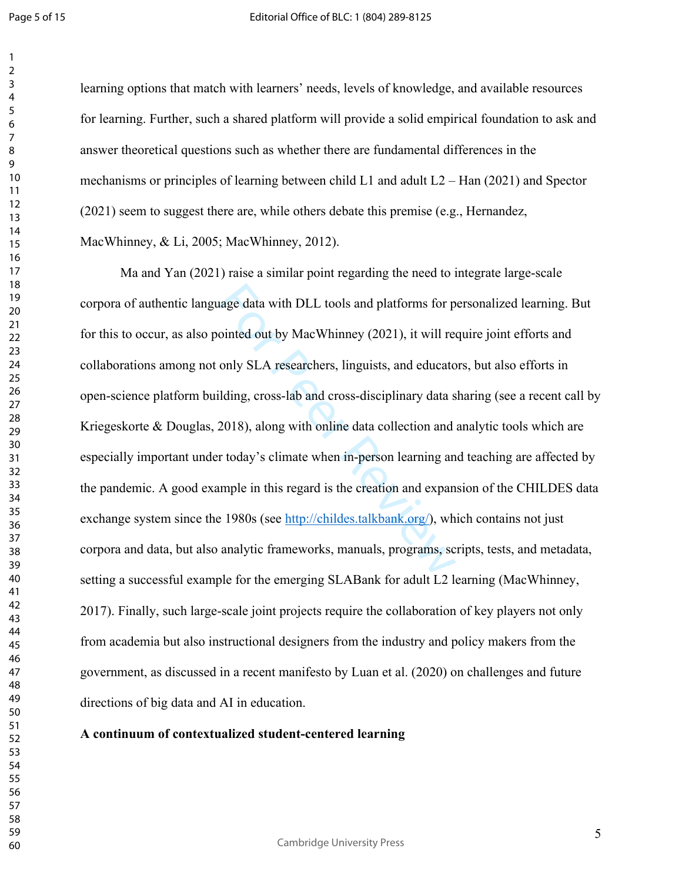learning options that match with learners' needs, levels of knowledge, and available resources for learning. Further, such a shared platform will provide a solid empirical foundation to ask and answer theoretical questions such as whether there are fundamental differences in the mechanisms or principles of learning between child L1 and adult L2 – Han (2021) and Spector (2021) seem to suggest there are, while others debate this premise (e.g., Hernandez, MacWhinney, & Li, 2005; MacWhinney, 2012).

Ma and Yan (2021) raise a similar point regarding the need to integrate large-scale corpora of authentic language data with DLL tools and platforms for personalized learning. But for this to occur, as also pointed out by MacWhinney (2021), it will require joint efforts and collaborations among not only SLA researchers, linguists, and educators, but also efforts in open-science platform building, cross-lab and cross-disciplinary data sharing (see a recent call by Kriegeskorte & Douglas, 2018), along with online data collection and analytic tools which are especially important under today's climate when in-person learning and teaching are affected by the pandemic. A good example in this regard is the creation and expansion of the CHILDES data exchange system since the 1980s (see http://childes.talkbank.org/), which contains not just corpora and data, but also analytic frameworks, manuals, programs, scripts, tests, and metadata, setting a successful example for the emerging SLABank for adult L2 learning (MacWhinney, 2017). Finally, such large-scale joint projects require the collaboration of key players not only from academia but also instructional designers from the industry and policy makers from the government, as discussed in a recent manifesto by Luan et al. (2020) on challenges and future directions of big data and AI in education.

**A continuum of contextualized student-centered learning**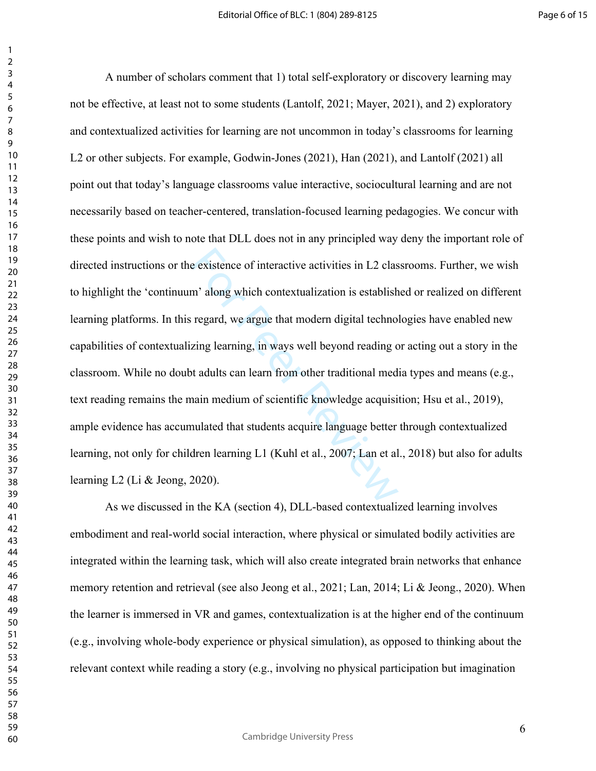A number of scholars comment that 1) total self-exploratory or discovery learning may not be effective, at least not to some students (Lantolf, 2021; Mayer, 2021), and 2) exploratory and contextualized activities for learning are not uncommon in today's classrooms for learning L2 or other subjects. For example, Godwin-Jones (2021), Han (2021), and Lantolf (2021) all point out that today's language classrooms value interactive, sociocultural learning and are not necessarily based on teacher-centered, translation-focused learning pedagogies. We concur with these points and wish to note that DLL does not in any principled way deny the important role of directed instructions or the existence of interactive activities in L2 classrooms. Further, we wish to highlight the 'continuum' along which contextualization is established or realized on different learning platforms. In this regard, we argue that modern digital technologies have enabled new capabilities of contextualizing learning, in ways well beyond reading or acting out a story in the classroom. While no doubt adults can learn from other traditional media types and means (e.g., text reading remains the main medium of scientific knowledge acquisition; Hsu et al., 2019), ample evidence has accumulated that students acquire language better through contextualized learning, not only for children learning L1 (Kuhl et al., 2007; Lan et al., 2018) but also for adults learning L2 (Li & Jeong, 2020).

As we discussed in the KA (section 4), DLL-based contextualized learning involves embodiment and real-world social interaction, where physical or simulated bodily activities are integrated within the learning task, which will also create integrated brain networks that enhance memory retention and retrieval (see also Jeong et al., 2021; Lan, 2014; Li & Jeong., 2020). When the learner is immersed in VR and games, contextualization is at the higher end of the continuum (e.g., involving whole-body experience or physical simulation), as opposed to thinking about the relevant context while reading a story (e.g., involving no physical participation but imagination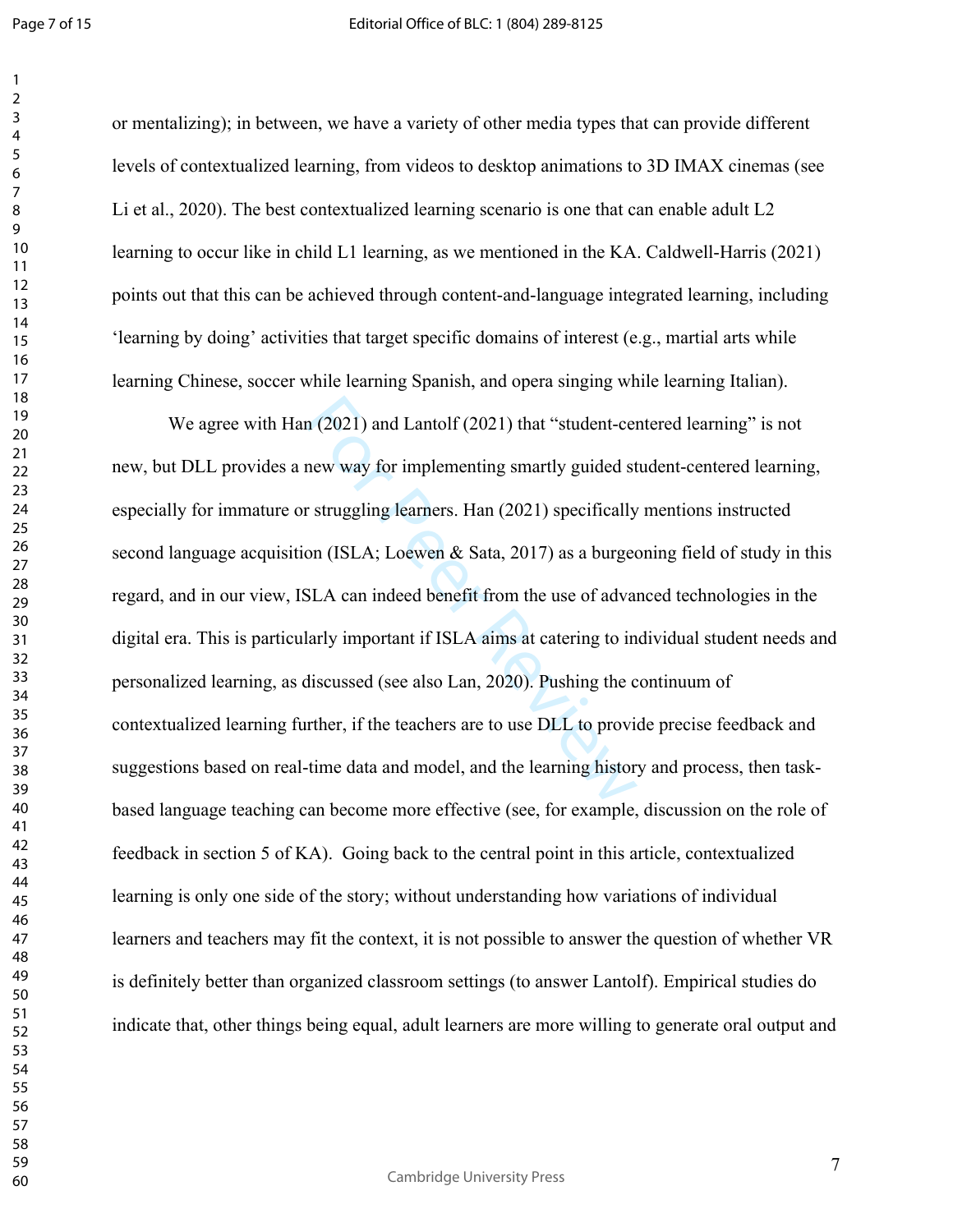or mentalizing); in between, we have a variety of other media types that can provide different levels of contextualized learning, from videos to desktop animations to 3D IMAX cinemas (see Li et al., 2020). The best contextualized learning scenario is one that can enable adult L2 learning to occur like in child L1 learning, as we mentioned in the KA. Caldwell-Harris (2021) points out that this can be achieved through content-and-language integrated learning, including 'learning by doing' activities that target specific domains of interest (e.g., martial arts while learning Chinese, soccer while learning Spanish, and opera singing while learning Italian).

We agree with Han (2021) and Lantolf (2021) that "student-centered learning" is not new, but DLL provides a new way for implementing smartly guided student-centered learning, especially for immature or struggling learners. Han (2021) specifically mentions instructed second language acquisition (ISLA; Loewen & Sata, 2017) as a burgeoning field of study in this regard, and in our view, ISLA can indeed benefit from the use of advanced technologies in the digital era. This is particularly important if ISLA aims at catering to individual student needs and personalized learning, as discussed (see also Lan, 2020). Pushing the continuum of contextualized learning further, if the teachers are to use DLL to provide precise feedback and suggestions based on real-time data and model, and the learning history and process, then task-based language teaching can become more effective (see, for example, discussion on the role of feedback in section 5 of KA). Going back to the central point in this article, contextualized learning is only one side of the story; without understanding how variations of individual learners and teachers may fit the context, it is not possible to answer the question of whether VR is definitely better than organized classroom settings (to answer Lantolf). Empirical studies do indicate that, other things being equal, adult learners are more willing to generate oral output and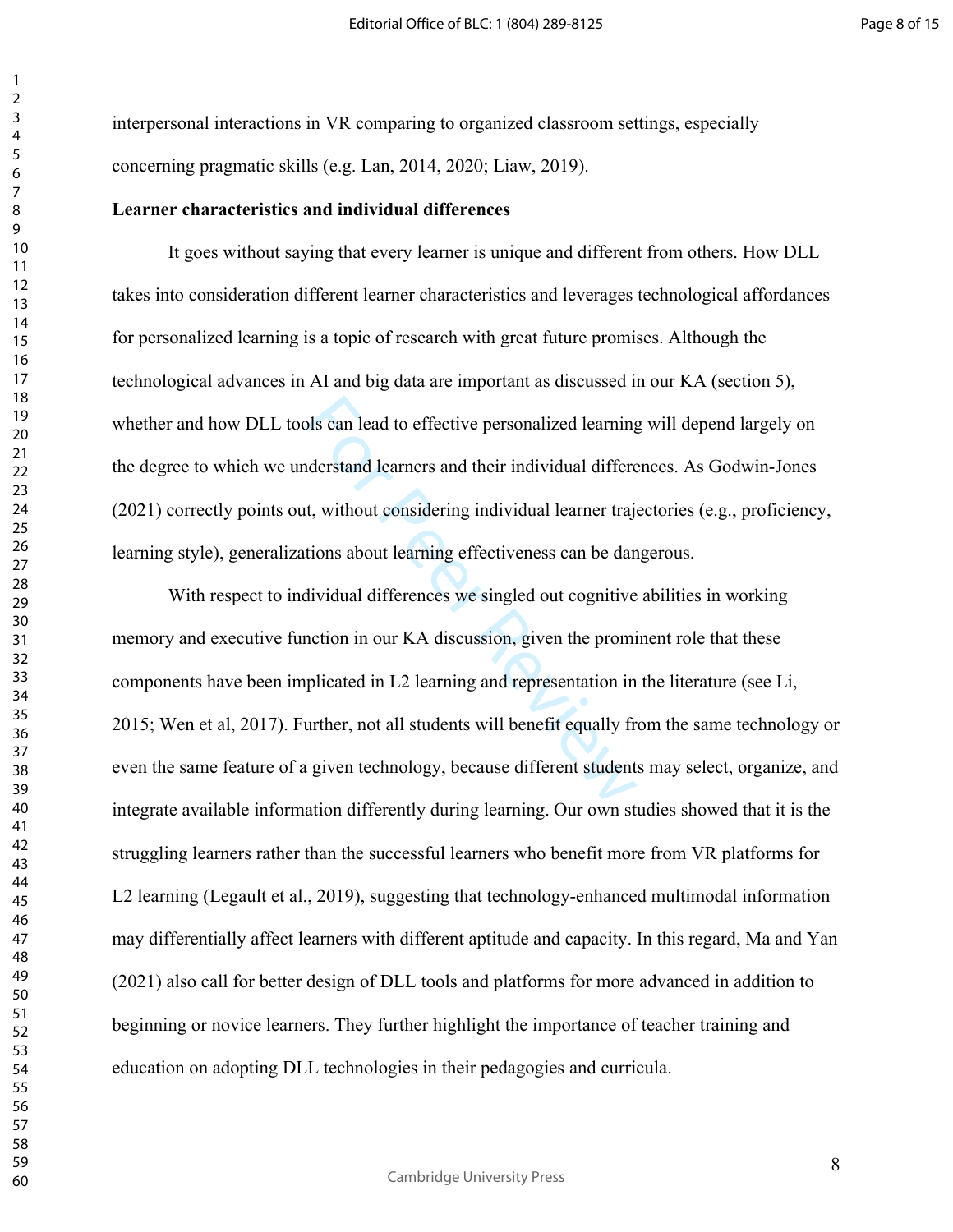interpersonal interactions in VR comparing to organized classroom settings, especially concerning pragmatic skills (e.g. Lan, 2014, 2020; Liaw, 2019).

**Learner characteristics and individual differences**

It goes without saying that every learner is unique and different from others. How DLL takes into consideration different learner characteristics and leverages technological affordances for personalized learning is a topic of research with great future promises. Although the technological advances in AI and big data are important as discussed in our KA (section 5), whether and how DLL tools can lead to effective personalized learning will depend largely on the degree to which we understand learners and their individual differences. As Godwin-Jones (2021) correctly points out, without considering individual learner trajectories (e.g., proficiency, learning style), generalizations about learning effectiveness can be dangerous.

With respect to individual differences we singled out cognitive abilities in working memory and executive function in our KA discussion, given the prominent role that these components have been implicated in L2 learning and representation in the literature (see Li, 2015; Wen et al, 2017). Further, not all students will benefit equally from the same technology or even the same feature of a given technology, because different students may select, organize, and integrate available information differently during learning. Our own studies showed that it is the struggling learners rather than the successful learners who benefit more from VR platforms for L2 learning (Legault et al., 2019), suggesting that technology-enhanced multimodal information may differentially affect learners with different aptitude and capacity. In this regard, Ma and Yan (2021) also call for better design of DLL tools and platforms for more advanced in addition to beginning or novice learners. They further highlight the importance of teacher training and education on adopting DLL technologies in their pedagogies and curricula.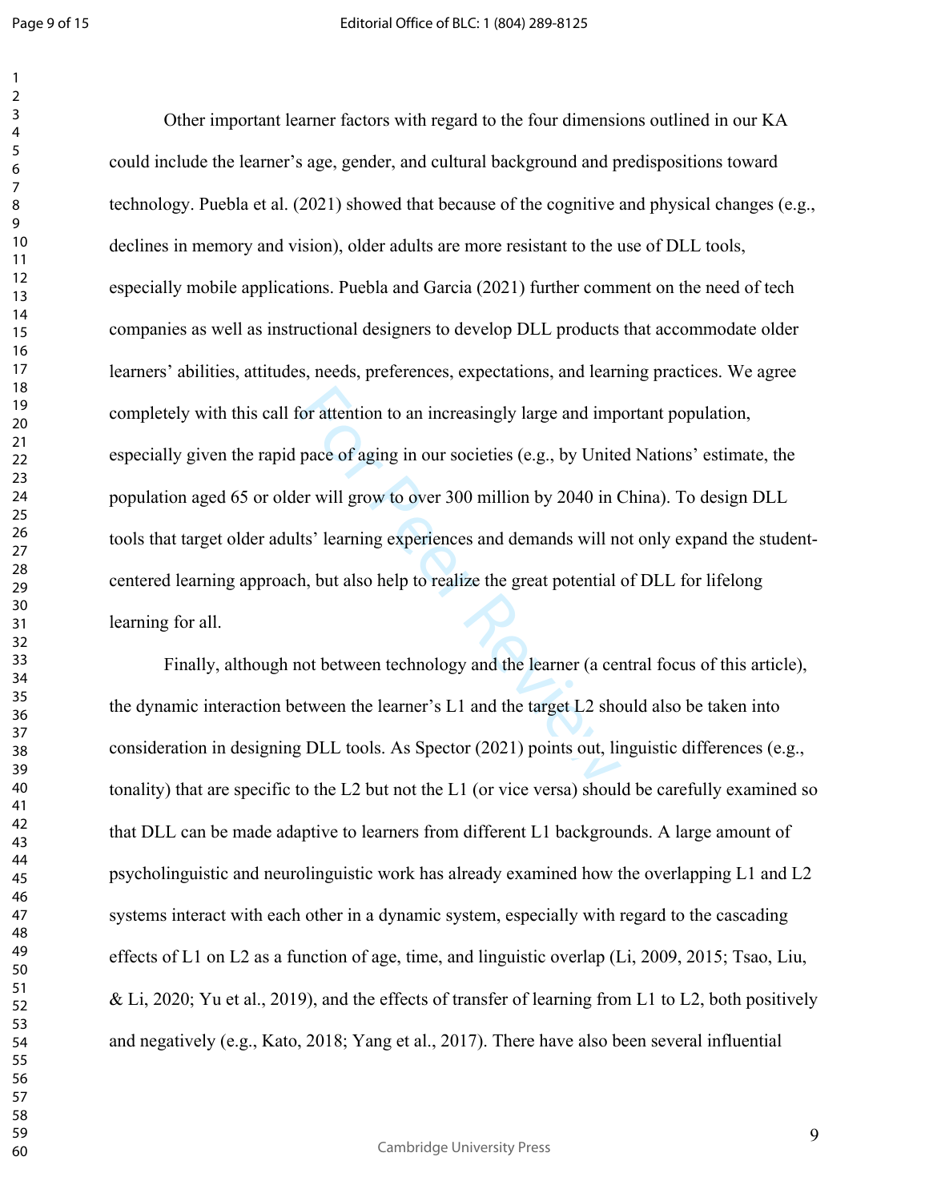Other important learner factors with regard to the four dimensions outlined in our KA could include the learner's age, gender, and cultural background and predispositions toward technology. Puebla et al. (2021) showed that because of the cognitive and physical changes (e.g., declines in memory and vision), older adults are more resistant to the use of DLL tools, especially mobile applications. Puebla and Garcia (2021) further comment on the need of tech companies as well as instructional designers to develop DLL products that accommodate older learners' abilities, attitudes, needs, preferences, expectations, and learning practices. We agree completely with this call for attention to an increasingly large and important population, especially given the rapid pace of aging in our societies (e.g., by United Nations' estimate, the population aged 65 or older will grow to over 300 million by 2040 in China). To design DLL tools that target older adults' learning experiences and demands will not only expand the student-centered learning approach, but also help to realize the great potential of DLL for lifelong learning for all.

Finally, although not between technology and the learner (a central focus of this article), the dynamic interaction between the learner's L1 and the target L2 should also be taken into consideration in designing DLL tools. As Spector (2021) points out, linguistic differences (e.g., tonality) that are specific to the L2 but not the L1 (or vice versa) should be carefully examined so that DLL can be made adaptive to learners from different L1 backgrounds. A large amount of psycholinguistic and neurolinguistic work has already examined how the overlapping L1 and L2 systems interact with each other in a dynamic system, especially with regard to the cascading effects of L1 on L2 as a function of age, time, and linguistic overlap (Li, 2009, 2015; Tsao, Liu, & Li, 2020; Yu et al., 2019), and the effects of transfer of learning from L1 to L2, both positively and negatively (e.g., Kato, 2018; Yang et al., 2017). There have also been several influential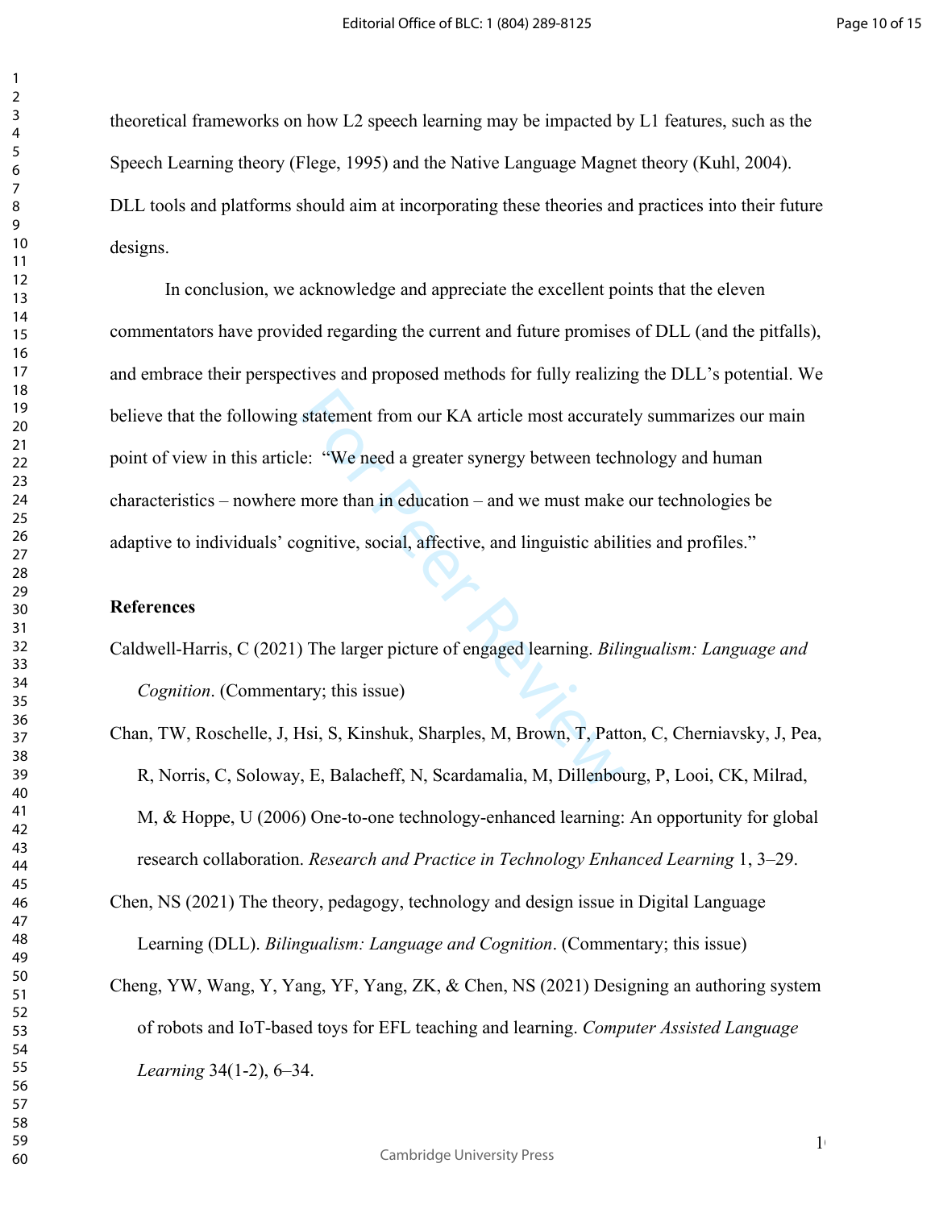theoretical frameworks on how L2 speech learning may be impacted by L1 features, such as the Speech Learning theory (Flege, 1995) and the Native Language Magnet theory (Kuhl, 2004). DLL tools and platforms should aim at incorporating these theories and practices into their future designs.

In conclusion, we acknowledge and appreciate the excellent points that the eleven commentators have provided regarding the current and future promises of DLL (and the pitfalls), and embrace their perspectives and proposed methods for fully realizing the DLL's potential. We believe that the following statement from our KA article most accurately summarizes our main point of view in this article: "We need a greater synergy between technology and human characteristics – nowhere more than in education – and we must make our technologies be adaptive to individuals' cognitive, social, affective, and linguistic abilities and profiles."

## References

Caldwell-Harris, C (2021) The larger picture of engaged learning. *Bilingualism: Language and Cognition*. (Commentary; this issue)

Chan, TW, Roschelle, J, Hsi, S, Kinshuk, Sharples, M, Brown, T, Patton, C, Cherniavsky, J, Pea, R, Norris, C, Soloway, E, Balacheff, N, Scardamalia, M, Dillenbourg, P, Looi, CK, Milrad, M, & Hoppe, U (2006) One-to-one technology-enhanced learning: An opportunity for global research collaboration. *Research and Practice in Technology Enhanced Learning* 1, 3–29.

Chen, NS (2021) The theory, pedagogy, technology and design issue in Digital Language Learning (DLL). *Bilingualism: Language and Cognition*. (Commentary; this issue)

Cheng, YW, Wang, Y, Yang, YF, Yang, ZK, & Chen, NS (2021) Designing an authoring system of robots and IoT-based toys for EFL teaching and learning. *Computer Assisted Language Learning* 34(1-2), 6–34.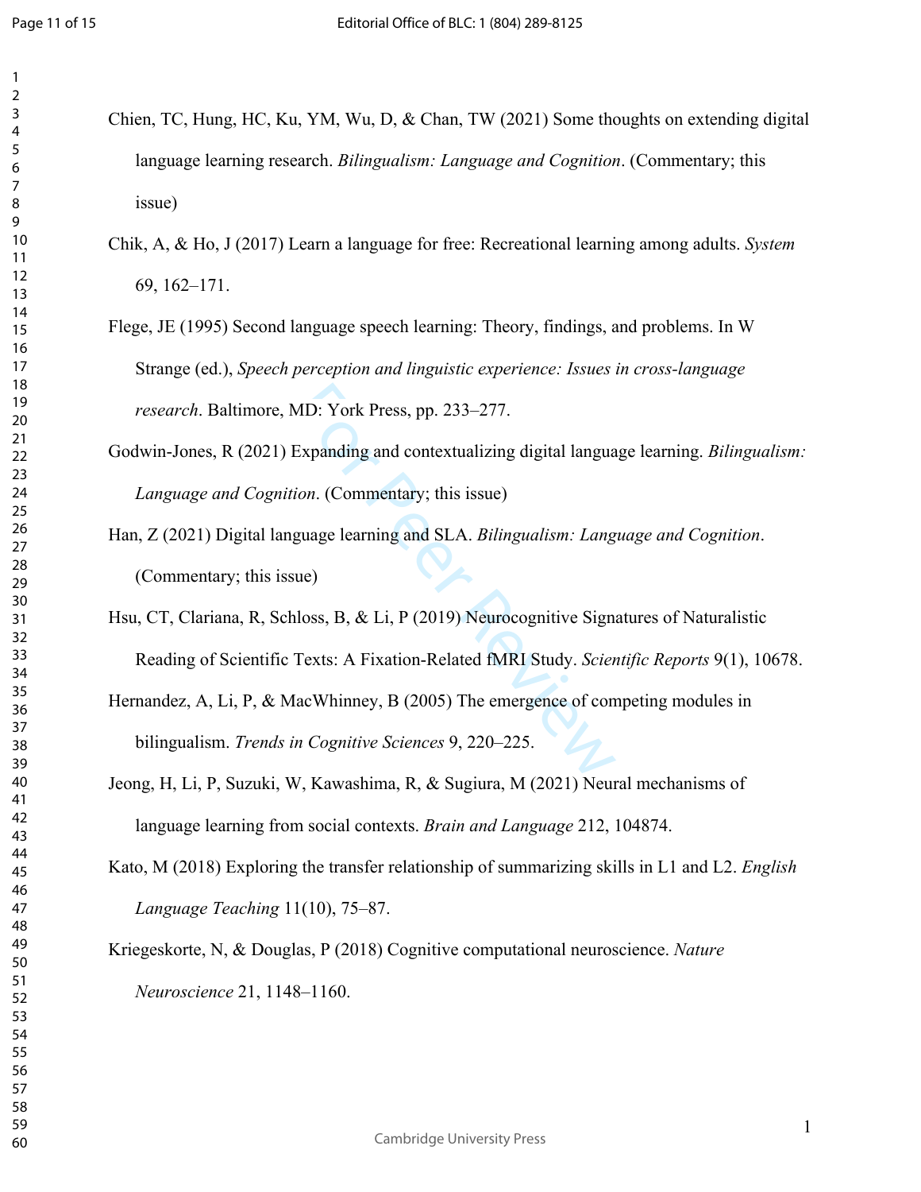Chien, TC, Hung, HC, Ku, YM, Wu, D, & Chan, TW (2021) Some thoughts on extending digital language learning research. *Bilingualism: Language and Cognition*. (Commentary; this issue)

Chik, A, & Ho, J (2017) Learn a language for free: Recreational learning among adults. *System* 69, 162–171.

Flege, JE (1995) Second language speech learning: Theory, findings, and problems. In W Strange (ed.), *Speech perception and linguistic experience: Issues in cross-language research*. Baltimore, MD: York Press, pp. 233–277.

Godwin-Jones, R (2021) Expanding and contextualizing digital language learning. *Bilingualism: Language and Cognition*. (Commentary; this issue)

Han, Z (2021) Digital language learning and SLA. *Bilingualism: Language and Cognition*. (Commentary; this issue)

Hsu, CT, Clariana, R, Schloss, B, & Li, P (2019) Neurocognitive Signatures of Naturalistic Reading of Scientific Texts: A Fixation-Related fMRI Study. *Scientific Reports* 9(1), 10678.

Hernandez, A, Li, P, & MacWhinney, B (2005) The emergence of competing modules in bilingualism. *Trends in Cognitive Sciences* 9, 220–225.

Jeong, H, Li, P, Suzuki, W, Kawashima, R, & Sugiura, M (2021) Neural mechanisms of language learning from social contexts. *Brain and Language* 212, 104874.

Kato, M (2018) Exploring the transfer relationship of summarizing skills in L1 and L2. *English Language Teaching* 11(10), 75–87.

Kriegeskorte, N, & Douglas, P (2018) Cognitive computational neuroscience. *Nature Neuroscience* 21, 1148–1160.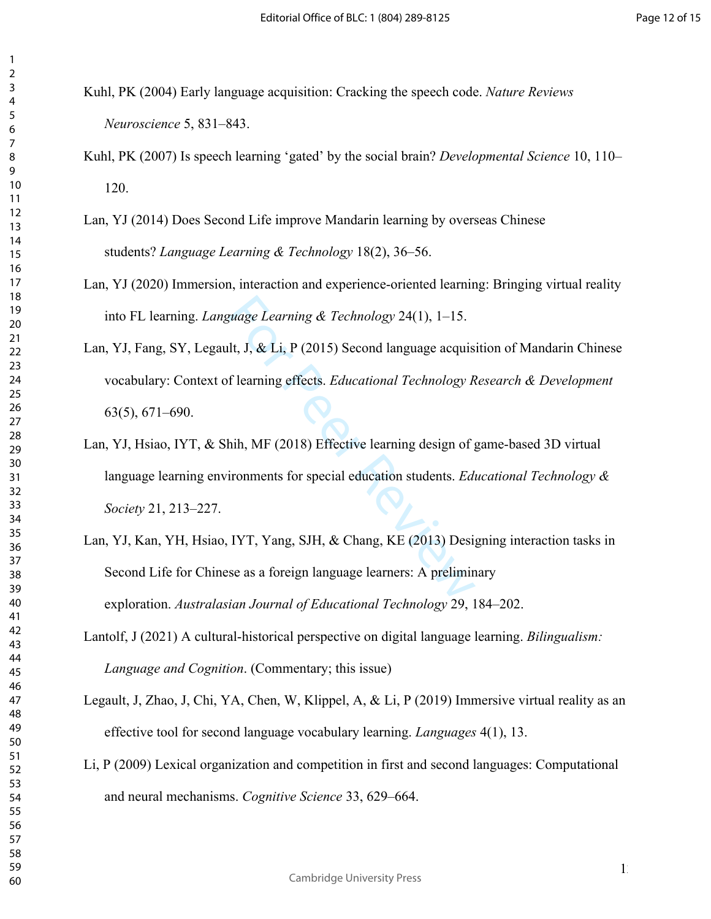Kuhl, PK (2004) Early language acquisition: Cracking the speech code. *Nature Reviews Neuroscience* 5, 831–843.

Kuhl, PK (2007) Is speech learning 'gated' by the social brain? *Developmental Science* 10, 110–120.

Lan, YJ (2014) Does Second Life improve Mandarin learning by overseas Chinese students? *Language Learning & Technology* 18(2), 36–56.

Lan, YJ (2020) Immersion, interaction and experience-oriented learning: Bringing virtual reality into FL learning. *Language Learning & Technology* 24(1), 1–15.

Lan, YJ, Fang, SY, Legault, J, & Li, P (2015) Second language acquisition of Mandarin Chinese vocabulary: Context of learning effects. *Educational Technology Research & Development* 63(5), 671–690.

Lan, YJ, Hsiao, IYT, & Shih, MF (2018) Effective learning design of game-based 3D virtual language learning environments for special education students. *Educational Technology & Society* 21, 213–227.

Lan, YJ, Kan, YH, Hsiao, IYT, Yang, SJH, & Chang, KE (2013) Designing interaction tasks in Second Life for Chinese as a foreign language learners: A preliminary exploration. *Australasian Journal of Educational Technology* 29, 184–202.

Lantolf, J (2021) A cultural-historical perspective on digital language learning. *Bilingualism: Language and Cognition*. (Commentary; this issue)

Legault, J, Zhao, J, Chi, YA, Chen, W, Klippel, A, & Li, P (2019) Immersive virtual reality as an effective tool for second language vocabulary learning. *Languages* 4(1), 13.

Li, P (2009) Lexical organization and competition in first and second languages: Computational and neural mechanisms. *Cognitive Science* 33, 629–664.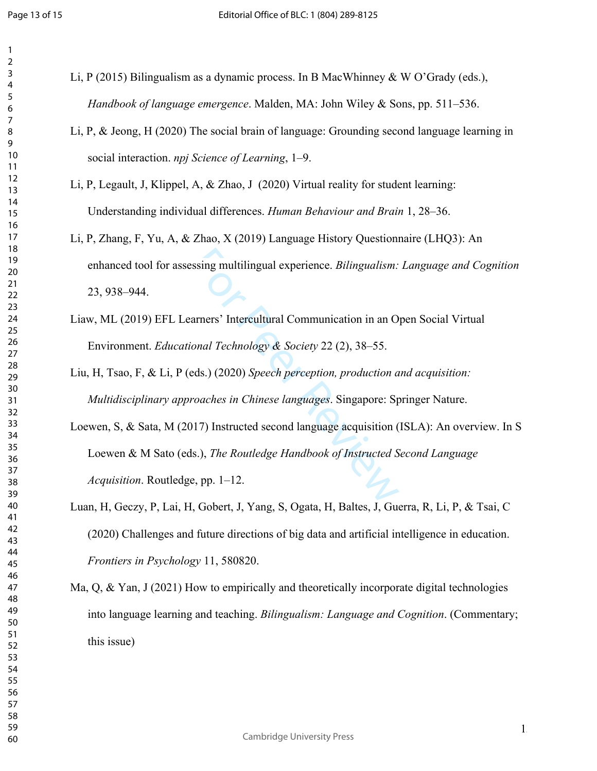Li, P (2015) Bilingualism as a dynamic process. In B MacWhinney & W O'Grady (eds.), *Handbook of language emergence*. Malden, MA: John Wiley & Sons, pp. 511–536.

Li, P, & Jeong, H (2020) The social brain of language: Grounding second language learning in social interaction. *npj Science of Learning*, 1–9.

Li, P, Legault, J, Klippel, A, & Zhao, J (2020) Virtual reality for student learning: Understanding individual differences. *Human Behaviour and Brain* 1, 28–36.

Li, P, Zhang, F, Yu, A, & Zhao, X (2019) Language History Questionnaire (LHQ3): An enhanced tool for assessing multilingual experience. *Bilingualism: Language and Cognition* 23, 938–944.

Liaw, ML (2019) EFL Learners' Intercultural Communication in an Open Social Virtual Environment. *Educational Technology & Society* 22 (2), 38–55.

Liu, H, Tsao, F, & Li, P (eds.) (2020) *Speech perception, production and acquisition: Multidisciplinary approaches in Chinese languages*. Singapore: Springer Nature.

Loewen, S, & Sata, M (2017) Instructed second language acquisition (ISLA): An overview. In S Loewen & M Sato (eds.), *The Routledge Handbook of Instructed Second Language Acquisition*. Routledge, pp. 1–12.

Luan, H, Geczy, P, Lai, H, Gobert, J, Yang, S, Ogata, H, Baltes, J, Guerra, R, Li, P, & Tsai, C (2020) Challenges and future directions of big data and artificial intelligence in education. *Frontiers in Psychology* 11, 580820.

Ma, Q, & Yan, J (2021) How to empirically and theoretically incorporate digital technologies into language learning and teaching. *Bilingualism: Language and Cognition*. (Commentary; this issue)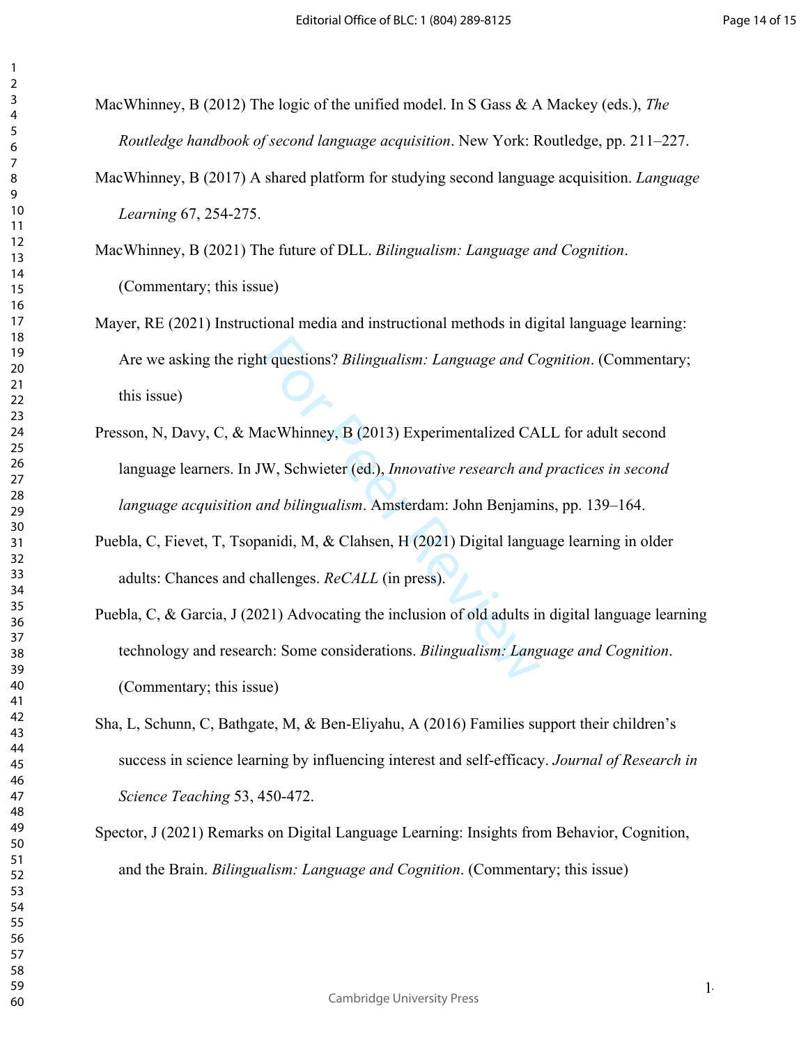MacWhinney, B (2012) The logic of the unified model. In S Gass & A Mackey (eds.), *The Routledge handbook of second language acquisition*. New York: Routledge, pp. 211–227.

MacWhinney, B (2017) A shared platform for studying second language acquisition. *Language Learning* 67, 254-275.

MacWhinney, B (2021) The future of DLL. *Bilingualism: Language and Cognition*. (Commentary; this issue)

Mayer, RE (2021) Instructional media and instructional methods in digital language learning: Are we asking the right questions? *Bilingualism: Language and Cognition*. (Commentary; this issue)

Presson, N, Davy, C, & MacWhinney, B (2013) Experimentalized CALL for adult second language learners. In JW, Schwieter (ed.), *Innovative research and practices in second language acquisition and bilingualism*. Amsterdam: John Benjamins, pp. 139–164.

Puebla, C, Fievet, T, Tsopanidi, M, & Clahsen, H (2021) Digital language learning in older adults: Chances and challenges. *ReCALL* (in press).

Puebla, C, & Garcia, J (2021) Advocating the inclusion of old adults in digital language learning technology and research: Some considerations. *Bilingualism: Language and Cognition*. (Commentary; this issue)

Sha, L, Schunn, C, Bathgate, M, & Ben-Eliyahu, A (2016) Families support their children's success in science learning by influencing interest and self-efficacy. *Journal of Research in Science Teaching* 53, 450-472.

Spector, J (2021) Remarks on Digital Language Learning: Insights from Behavior, Cognition, and the Brain. *Bilingualism: Language and Cognition*. (Commentary; this issue)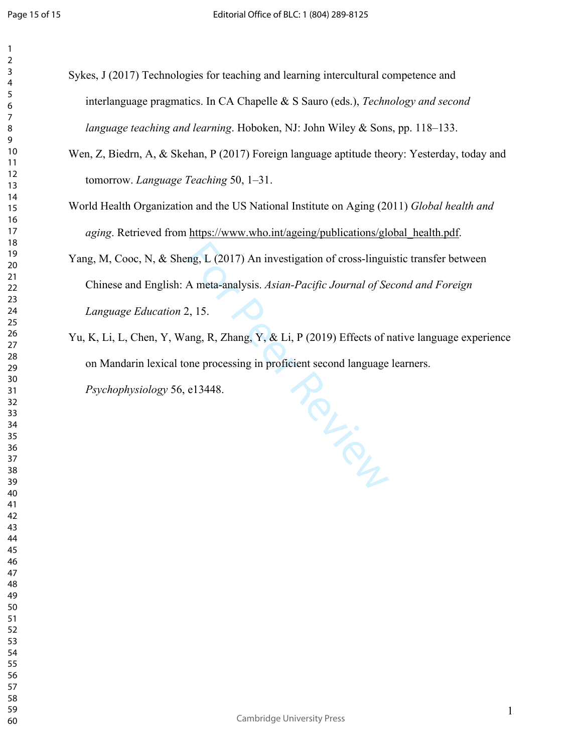Sykes, J (2017) Technologies for teaching and learning intercultural competence and interlanguage pragmatics. In CA Chapelle & S Sauro (eds.), *Technology and second language teaching and learning*. Hoboken, NJ: John Wiley & Sons, pp. 118–133.

Wen, Z, Biedrn, A, & Skehan, P (2017) Foreign language aptitude theory: Yesterday, today and tomorrow. *Language Teaching* 50, 1–31.

World Health Organization and the US National Institute on Aging (2011) *Global health and aging*. Retrieved from https://www.who.int/ageing/publications/global_health.pdf.

Yang, M, Cooc, N, & Sheng, L (2017) An investigation of cross-linguistic transfer between Chinese and English: A meta-analysis. *Asian-Pacific Journal of Second and Foreign Language Education* 2, 15.

Yu, K, Li, L, Chen, Y, Wang, R, Zhang, Y, & Li, P (2019) Effects of native language experience on Mandarin lexical tone processing in proficient second language learners. *Psychophysiology* 56, e13448.